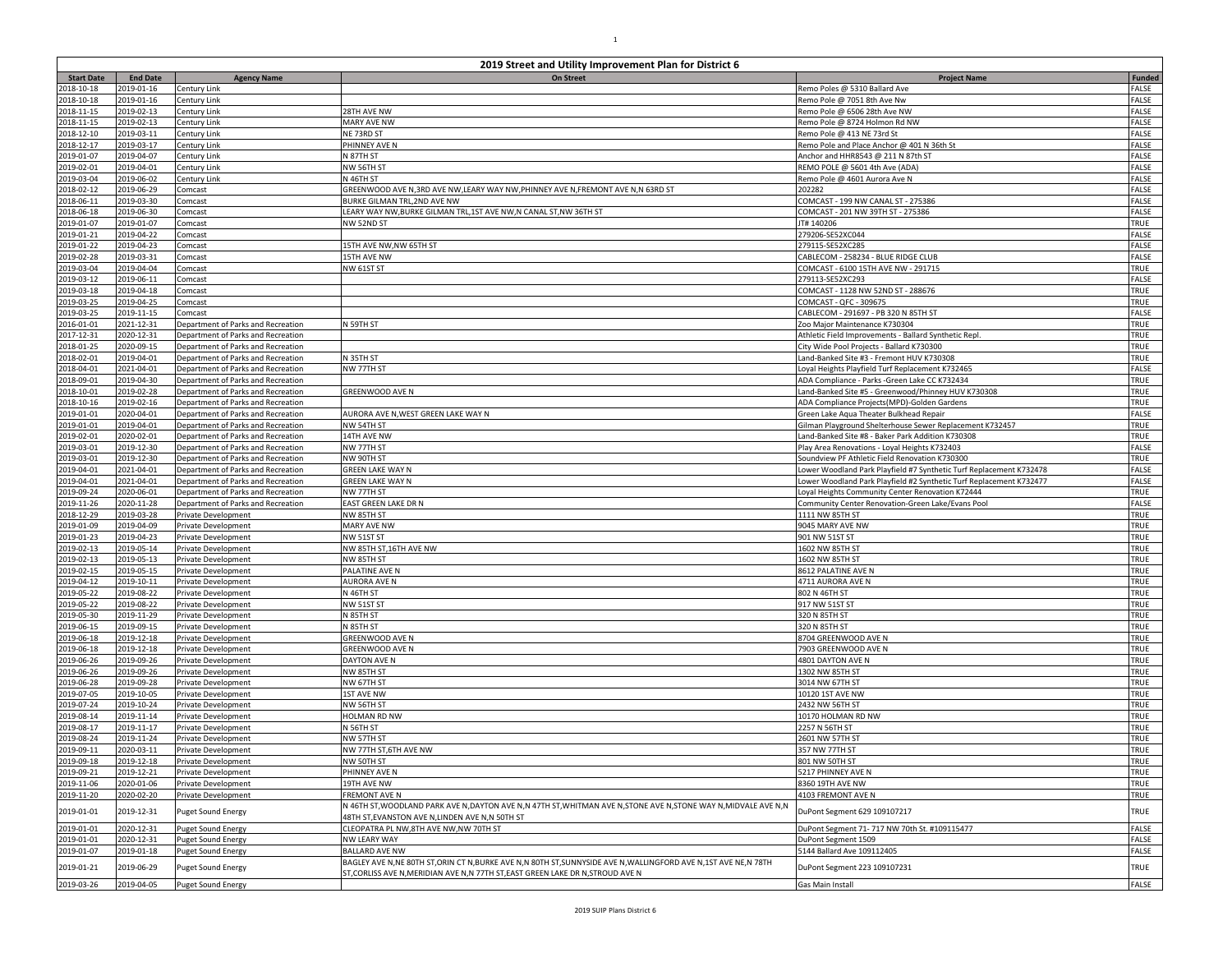# 2019 Street and Utility Improvement Plan for District 6

| Start Date | End Date | Agency Name | On Street | Project Name | Funded |
|---|---|---|---|---|---|
| 2018-10-18 | 2019-01-16 | Century Link | | Remo Poles @ 5310 Ballard Ave | FALSE |
| 2018-10-18 | 2019-01-16 | Century Link | | Remo Pole @ 7051 8th Ave Nw | FALSE |
| 2018-11-15 | 2019-02-13 | Century Link | 28TH AVE NW | Remo Pole @ 6506 28th Ave NW | FALSE |
| 2018-11-15 | 2019-02-13 | Century Link | MARY AVE NW | Remo Pole @ 8724 Holmon Rd NW | FALSE |
| 2018-12-10 | 2019-03-11 | Century Link | NE 73RD ST | Remo Pole @ 413 NE 73rd St | FALSE |
| 2018-12-17 | 2019-03-17 | Century Link | PHINNEY AVE N | Remo Pole and Place Anchor @ 401 N 36th St | FALSE |
| 2019-01-07 | 2019-04-07 | Century Link | N 87TH ST | Anchor and HHR8543 @ 211 N 87th St | FALSE |
| 2019-02-01 | 2019-04-01 | Century Link | NW 56TH ST | REMO POLE @ 5601 4th Ave (ADA) | FALSE |
| 2019-03-04 | 2019-06-02 | Century Link | N 46TH ST | Remo Pole @ 4601 Aurora Ave N | FALSE |
| 2018-02-12 | 2019-06-29 | Comcast | GREENWOOD AVE N,3RD AVE NW,LEARY WAY NW,PHINNEY AVE N,FREMONT AVE N,N 63RD ST | 202282 | FALSE |
| 2018-06-11 | 2019-03-30 | Comcast | BURKE GILMAN TRL,2ND AVE NW | COMCAST - 199 NW CANAL ST - 275386 | FALSE |
| 2018-06-18 | 2019-06-30 | Comcast | LEARY WAY NW,BURKE GILMAN TRL,1ST AVE NW,N CANAL ST,NW 36TH ST | COMCAST - 201 NW 39TH ST - 275386 | FALSE |
| 2019-01-07 | 2019-01-07 | Comcast | NW 52ND ST | JT# 140206 | TRUE |
| 2019-01-21 | 2019-04-22 | Comcast | | 279206-SE52XC044 | FALSE |
| 2019-01-22 | 2019-04-23 | Comcast | 15TH AVE NW,NW 65TH ST | 279115-SE52XC285 | FALSE |
| 2019-02-28 | 2019-03-31 | Comcast | 15TH AVE NW | CABLECOM - 258234 - BLUE RIDGE CLUB | FALSE |
| 2019-03-04 | 2019-04-04 | Comcast | NW 61ST ST | COMCAST - 6100 15TH AVE NW - 291715 | TRUE |
| 2019-03-12 | 2019-06-11 | Comcast | | 279113-SE52XC293 | FALSE |
| 2019-03-18 | 2019-04-18 | Comcast | | COMCAST - 1128 NW 52ND ST - 288676 | TRUE |
| 2019-03-25 | 2019-04-25 | Comcast | | COMCAST - QFC - 309675 | TRUE |
| 2019-03-25 | 2019-11-15 | Comcast | | CABLECOM - 291697 - PB 320 N 85TH ST | FALSE |
| 2016-01-01 | 2021-12-31 | Department of Parks and Recreation | N 59TH ST | Zoo Major Maintenance K730304 | TRUE |
| 2017-12-31 | 2020-12-31 | Department of Parks and Recreation | | Athletic Field Improvements - Ballard Synthetic Repl. | TRUE |
| 2018-01-25 | 2020-09-15 | Department of Parks and Recreation | | City Wide Pool Projects - Ballard K730300 | TRUE |
| 2018-02-01 | 2019-04-01 | Department of Parks and Recreation | N 35TH ST | Land-Banked Site #3 - Fremont HUV K730308 | TRUE |
| 2018-04-01 | 2021-04-01 | Department of Parks and Recreation | NW 77TH ST | Loyal Heights Playfield Turf Replacement K732465 | FALSE |
| 2018-09-01 | 2019-04-30 | Department of Parks and Recreation | | ADA Compliance - Parks -Green Lake CC K732434 | TRUE |
| 2018-10-01 | 2019-02-28 | Department of Parks and Recreation | GREENWOOD AVE N | Land-Banked Site #5 - Greenwood/Phinney HUV K730308 | TRUE |
| 2018-10-16 | 2019-02-16 | Department of Parks and Recreation | | ADA Compliance Projects(MPD)-Golden Gardens | TRUE |
| 2019-01-01 | 2020-04-01 | Department of Parks and Recreation | AURORA AVE N,WEST GREEN LAKE WAY N | Green Lake Aqua Theater Bulkhead Repair | FALSE |
| 2019-01-01 | 2019-04-01 | Department of Parks and Recreation | NW 54TH ST | Gilman Playground Shelterhouse Sewer Replacement K732457 | TRUE |
| 2019-02-01 | 2020-02-01 | Department of Parks and Recreation | 14TH AVE NW | Land-Banked Site #8 - Baker Park Addition K730308 | TRUE |
| 2019-03-01 | 2019-12-30 | Department of Parks and Recreation | NW 77TH ST | Play Area Renovations - Loyal Heights K732403 | FALSE |
| 2019-03-01 | 2019-12-30 | Department of Parks and Recreation | NW 90TH ST | Soundview PF Athletic Field Renovation K730300 | TRUE |
| 2019-04-01 | 2021-04-01 | Department of Parks and Recreation | GREEN LAKE WAY N | Lower Woodland Park Playfield #7 Synthetic Turf Replacement K732478 | FALSE |
| 2019-04-01 | 2021-04-01 | Department of Parks and Recreation | GREEN LAKE WAY N | Lower Woodland Park Playfield #2 Synthetic Turf Replacement K732477 | FALSE |
| 2019-09-24 | 2020-06-01 | Department of Parks and Recreation | NW 77TH ST | Loyal Heights Community Center Renovation K72444 | TRUE |
| 2019-11-26 | 2020-11-28 | Department of Parks and Recreation | EAST GREEN LAKE DR N | Community Center Renovation-Green Lake/Evans Pool | FALSE |
| 2018-12-29 | 2019-03-28 | Private Development | NW 85TH ST | 1111 NW 85TH ST | TRUE |
| 2019-01-09 | 2019-04-09 | Private Development | MARY AVE NW | 9045 MARY AVE NW | TRUE |
| 2019-01-23 | 2019-04-23 | Private Development | NW 51ST ST | 901 NW 51ST ST | TRUE |
| 2019-02-13 | 2019-05-14 | Private Development | NW 85TH ST,16TH AVE NW | 1602 NW 85TH ST | TRUE |
| 2019-02-13 | 2019-05-13 | Private Development | NW 85TH ST | 1602 NW 85TH ST | TRUE |
| 2019-02-15 | 2019-05-15 | Private Development | PALATINE AVE N | 8612 PALATINE AVE N | TRUE |
| 2019-04-12 | 2019-10-11 | Private Development | AURORA AVE N | 4711 AURORA AVE N | TRUE |
| 2019-05-22 | 2019-08-22 | Private Development | N 46TH ST | 802 N 46TH ST | TRUE |
| 2019-05-22 | 2019-08-22 | Private Development | NW 51ST ST | 917 NW 51ST ST | TRUE |
| 2019-05-30 | 2019-11-29 | Private Development | N 85TH ST | 320 N 85TH ST | TRUE |
| 2019-06-15 | 2019-09-15 | Private Development | N 85TH ST | 320 N 85TH ST | TRUE |
| 2019-06-18 | 2019-12-18 | Private Development | GREENWOOD AVE N | 8704 GREENWOOD AVE N | TRUE |
| 2019-06-18 | 2019-12-18 | Private Development | GREENWOOD AVE N | 7903 GREENWOOD AVE N | TRUE |
| 2019-06-26 | 2019-09-26 | Private Development | DAYTON AVE N | 4801 DAYTON AVE N | TRUE |
| 2019-06-26 | 2019-09-26 | Private Development | NW 85TH ST | 1302 NW 85TH ST | TRUE |
| 2019-06-28 | 2019-09-28 | Private Development | NW 67TH ST | 3014 NW 67TH ST | TRUE |
| 2019-07-05 | 2019-10-05 | Private Development | 1ST AVE NW | 10120 1ST AVE NW | TRUE |
| 2019-07-24 | 2019-10-24 | Private Development | NW 56TH ST | 2432 NW 56TH ST | TRUE |
| 2019-08-14 | 2019-11-14 | Private Development | HOLMAN RD NW | 10170 HOLMAN RD NW | TRUE |
| 2019-08-17 | 2019-11-17 | Private Development | N 56TH ST | 2257 N 56TH ST | TRUE |
| 2019-08-24 | 2019-11-24 | Private Development | NW 57TH ST | 2601 NW 57TH ST | TRUE |
| 2019-09-11 | 2020-03-11 | Private Development | NW 77TH ST,6TH AVE NW | 357 NW 77TH ST | TRUE |
| 2019-09-18 | 2019-12-18 | Private Development | NW 50TH ST | 801 NW 50TH ST | TRUE |
| 2019-09-21 | 2019-12-21 | Private Development | PHINNEY AVE N | 5217 PHINNEY AVE N | TRUE |
| 2019-11-06 | 2020-01-06 | Private Development | 19TH AVE NW | 8360 19TH AVE NW | TRUE |
| 2019-11-20 | 2020-02-20 | Private Development | FREMONT AVE N | 4103 FREMONT AVE N | TRUE |
| 2019-01-01 | 2019-12-31 | Puget Sound Energy | N 46TH ST,WOODLAND PARK AVE N,DAYTON AVE N,N 47TH ST,WHITMAN AVE N,STONE AVE N,STONE WAY N,MIDVALE AVE N,N 48TH ST,EVANSTON AVE N,LINDEN AVE N,N 50TH ST | DuPont Segment 629 109107217 | TRUE |
| 2019-01-01 | 2020-12-31 | Puget Sound Energy | CLEOPATRA PL NW,8TH AVE NW,NW 70TH ST | DuPont Segment 71- 717 NW 70th St. #109115477 | FALSE |
| 2019-01-01 | 2020-12-31 | Puget Sound Energy | NW LEARY WAY | DuPont Segment 1509 | FALSE |
| 2019-01-07 | 2019-01-18 | Puget Sound Energy | BALLARD AVE NW | 5144 Ballard Ave 109112405 | FALSE |
| 2019-01-21 | 2019-06-29 | Puget Sound Energy | BAGLEY AVE N,NE 80TH ST,ORIN CT N,BURKE AVE N,N 80TH ST,SUNNYSIDE AVE N,WALLINGFORD AVE N,1ST AVE NE,N 78TH ST,CORLISS AVE N,MERIDIAN AVE N,N 77TH ST,EAST GREEN LAKE DR N,STROUD AVE N | DuPont Segment 223 109107231 | TRUE |
| 2019-03-26 | 2019-04-05 | Puget Sound Energy | | Gas Main Install | FALSE |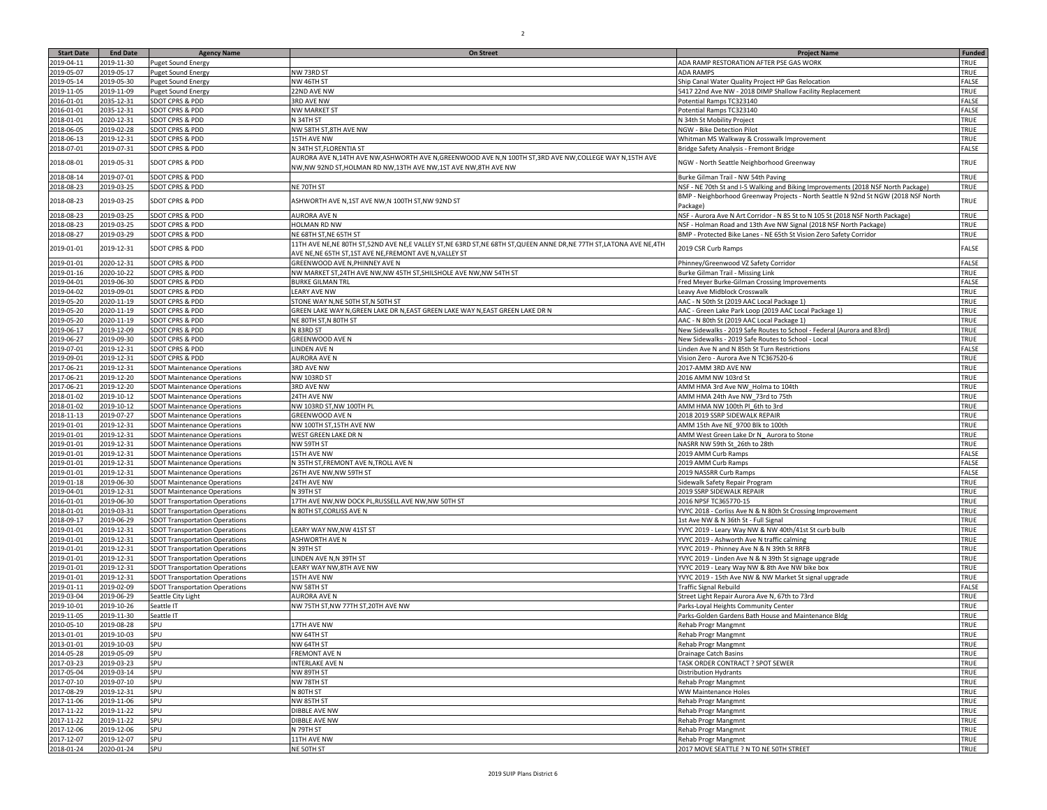| Start Date | End Date | Agency Name | On Street | Project Name | Funded |
|---|---|---|---|---|---|
| 2019-04-11 | 2019-11-30 | Puget Sound Energy | | ADA RAMP RESTORATION AFTER PSE GAS WORK | TRUE |
| 2019-05-07 | 2019-05-17 | Puget Sound Energy | NW 73RD ST | ADA RAMPS | TRUE |
| 2019-05-14 | 2019-05-30 | Puget Sound Energy | NW 46TH ST | Ship Canal Water Quality Project HP Gas Relocation | FALSE |
| 2019-11-05 | 2019-11-09 | Puget Sound Energy | 22ND AVE NW | 5417 22nd Ave NW - 2018 DIMP Shallow Facility Replacement | TRUE |
| 2016-01-01 | 2035-12-31 | SDOT CPRS & PDD | 3RD AVE NW | Potential Ramps TC323140 | FALSE |
| 2016-01-01 | 2035-12-31 | SDOT CPRS & PDD | NW MARKET ST | Potential Ramps TC323140 | FALSE |
| 2018-01-01 | 2020-12-31 | SDOT CPRS & PDD | N 34TH ST | N 34th St Mobility Project | TRUE |
| 2018-06-05 | 2019-02-28 | SDOT CPRS & PDD | NW 58TH ST,8TH AVE NW | NGW - Bike Detection Pilot | TRUE |
| 2018-06-13 | 2019-12-31 | SDOT CPRS & PDD | 15TH AVE NW | Whitman MS Walkway & Crosswalk Improvement | TRUE |
| 2018-07-01 | 2019-07-31 | SDOT CPRS & PDD | N 34TH ST,FLORENTIA ST | Bridge Safety Analysis - Fremont Bridge | FALSE |
| 2018-08-01 | 2019-05-31 | SDOT CPRS & PDD | AURORA AVE N,14TH AVE NW,ASHWORTH AVE N,GREENWOOD AVE N,N 100TH ST,3RD AVE NW,COLLEGE WAY N,15TH AVE NW,NW 92ND ST,HOLMAN RD NW,13TH AVE NW,1ST AVE NW,8TH AVE NW | NGW - North Seattle Neighborhood Greenway | TRUE |
| 2018-08-14 | 2019-07-01 | SDOT CPRS & PDD | | Burke Gilman Trail - NW 54th Paving | TRUE |
| 2018-08-23 | 2019-03-25 | SDOT CPRS & PDD | NE 70TH ST | NSF - NE 70th St and I-5 Walking and Biking Improvements (2018 NSF North Package) | TRUE |
| 2018-08-23 | 2019-03-25 | SDOT CPRS & PDD | ASHWORTH AVE N,1ST AVE NW,N 100TH ST,NW 92ND ST | BMP - Neighborhood Greenway Projects - North Seattle N 92nd St NGW (2018 NSF North Package) | TRUE |
| 2018-08-23 | 2019-03-25 | SDOT CPRS & PDD | AURORA AVE N | NSF - Aurora Ave N Art Corridor - N 85 St to N 105 St (2018 NSF North Package) | TRUE |
| 2018-08-23 | 2019-03-25 | SDOT CPRS & PDD | HOLMAN RD NW | NSF - Holman Road and 13th Ave NW Signal (2018 NSF North Package) | TRUE |
| 2018-08-27 | 2019-03-29 | SDOT CPRS & PDD | NE 68TH ST,NE 65TH ST | BMP - Protected Bike Lanes - NE 65th St Vision Zero Safety Corridor | TRUE |
| 2019-01-01 | 2019-12-31 | SDOT CPRS & PDD | 11TH AVE NE,NE 80TH ST,52ND AVE NE,E VALLEY ST,NE 63RD ST,NE 68TH ST,QUEEN ANNE DR,NE 77TH ST,LATONA AVE NE,4TH AVE NE,NE 65TH ST,1ST AVE NE,FREMONT AVE N,VALLEY ST | 2019 CSR Curb Ramps | FALSE |
| 2019-01-01 | 2020-12-31 | SDOT CPRS & PDD | GREENWOOD AVE N,PHINNEY AVE N | Phinney/Greenwood VZ Safety Corridor | FALSE |
| 2019-01-16 | 2020-10-22 | SDOT CPRS & PDD | NW MARKET ST,24TH AVE NW,NW 45TH ST,SHILSHOLE AVE NW,NW 54TH ST | Burke Gilman Trail - Missing Link | TRUE |
| 2019-04-01 | 2019-06-30 | SDOT CPRS & PDD | BURKE GILMAN TRL | Fred Meyer Burke-Gilman Crossing Improvements | FALSE |
| 2019-04-02 | 2019-09-01 | SDOT CPRS & PDD | LEARY AVE NW | Leavy Ave Midblock Crosswalk | TRUE |
| 2019-05-20 | 2020-11-19 | SDOT CPRS & PDD | STONE WAY N,NE 50TH ST,N 50TH ST | AAC - N 50th St (2019 AAC Local Package 1) | TRUE |
| 2019-05-20 | 2020-11-19 | SDOT CPRS & PDD | GREEN LAKE WAY N,GREEN LAKE DR N,EAST GREEN LAKE WAY N,EAST GREEN LAKE DR N | AAC - Green Lake Park Loop (2019 AAC Local Package 1) | TRUE |
| 2019-05-20 | 2020-11-19 | SDOT CPRS & PDD | NE 80TH ST,N 80TH ST | AAC - N 80th St (2019 AAC Local Package 1) | TRUE |
| 2019-06-17 | 2019-12-09 | SDOT CPRS & PDD | N 83RD ST | New Sidewalks - 2019 Safe Routes to School - Federal (Aurora and 83rd) | TRUE |
| 2019-06-27 | 2019-09-30 | SDOT CPRS & PDD | GREENWOOD AVE N | New Sidewalks - 2019 Safe Routes to School - Local | TRUE |
| 2019-07-01 | 2019-12-31 | SDOT CPRS & PDD | LINDEN AVE N | Linden Ave N and N 85th St Turn Restrictions | FALSE |
| 2019-09-01 | 2019-12-31 | SDOT CPRS & PDD | AURORA AVE N | Vision Zero - Aurora Ave N TC367520-6 | TRUE |
| 2017-06-21 | 2019-12-31 | SDOT Maintenance Operations | 3RD AVE NW | 2017-AMM 3RD AVE NW | TRUE |
| 2017-06-21 | 2019-12-20 | SDOT Maintenance Operations | NW 103RD ST | 2016 AMM NW 103rd St | TRUE |
| 2017-06-21 | 2019-12-20 | SDOT Maintenance Operations | 3RD AVE NW | AMM HMA 3rd Ave NW_Holma to 104th | TRUE |
| 2018-01-02 | 2019-10-12 | SDOT Maintenance Operations | 24TH AVE NW | AMM HMA 24th Ave NW_73rd to 75th | TRUE |
| 2018-01-02 | 2019-10-12 | SDOT Maintenance Operations | NW 103RD ST,NW 100TH PL | AMM HMA NW 100th Pl_6th to 3rd | TRUE |
| 2018-11-13 | 2019-07-27 | SDOT Maintenance Operations | GREENWOOD AVE N | 2018 2019 SSRP SIDEWALK REPAIR | TRUE |
| 2019-01-01 | 2019-12-31 | SDOT Maintenance Operations | NW 100TH ST,15TH AVE NW | AMM 15th Ave NE_9700 Blk to 100th | TRUE |
| 2019-01-01 | 2019-12-31 | SDOT Maintenance Operations | WEST GREEN LAKE DR N | AMM West Green Lake Dr N_ Aurora to Stone | TRUE |
| 2019-01-01 | 2019-12-31 | SDOT Maintenance Operations | NW 59TH ST | NASRR NW 59th St_26th to 28th | TRUE |
| 2019-01-01 | 2019-12-31 | SDOT Maintenance Operations | 15TH AVE NW | 2019 AMM Curb Ramps | FALSE |
| 2019-01-01 | 2019-12-31 | SDOT Maintenance Operations | N 35TH ST,FREMONT AVE N,TROLL AVE N | 2019 AMM Curb Ramps | FALSE |
| 2019-01-01 | 2019-12-31 | SDOT Maintenance Operations | 26TH AVE NW,NW 59TH ST | 2019 NASSRR Curb Ramps | FALSE |
| 2019-01-18 | 2019-06-30 | SDOT Maintenance Operations | 24TH AVE NW | Sidewalk Safety Repair Program | TRUE |
| 2019-04-01 | 2019-12-31 | SDOT Maintenance Operations | N 39TH ST | 2019 SSRP SIDEWALK REPAIR | TRUE |
| 2016-01-01 | 2019-06-30 | SDOT Transportation Operations | 17TH AVE NW,NW DOCK PL,RUSSELL AVE NW,NW 50TH ST | 2016 NPSF TC365770-15 | TRUE |
| 2018-01-01 | 2019-03-31 | SDOT Transportation Operations | N 80TH ST,CORLISS AVE N | YVYC 2018 - Corliss Ave N & N 80th St Crossing Improvement | TRUE |
| 2018-09-17 | 2019-06-29 | SDOT Transportation Operations | | 1st Ave NW & N 36th St - Full Signal | TRUE |
| 2019-01-01 | 2019-12-31 | SDOT Transportation Operations | LEARY WAY NW,NW 41ST ST | YVYC 2019 - Leary Way NW & NW 40th/41st St curb bulb | TRUE |
| 2019-01-01 | 2019-12-31 | SDOT Transportation Operations | ASHWORTH AVE N | YVYC 2019 - Ashworth Ave N traffic calming | TRUE |
| 2019-01-01 | 2019-12-31 | SDOT Transportation Operations | N 39TH ST | YVYC 2019 - Phinney Ave N & N 39th St RRFB | TRUE |
| 2019-01-01 | 2019-12-31 | SDOT Transportation Operations | LINDEN AVE N,N 39TH ST | YVYC 2019 - Linden Ave N & N 39th St signage upgrade | TRUE |
| 2019-01-01 | 2019-12-31 | SDOT Transportation Operations | LEARY WAY NW,8TH AVE NW | YVYC 2019 - Leary Way NW & 8th Ave NW bike box | TRUE |
| 2019-01-01 | 2019-12-31 | SDOT Transportation Operations | 15TH AVE NW | YVYC 2019 - 15th Ave NW & NW Market St signal upgrade | TRUE |
| 2019-01-11 | 2019-02-09 | SDOT Transportation Operations | NW 58TH ST | Traffic Signal Rebuild | FALSE |
| 2019-03-04 | 2019-06-29 | Seattle City Light | AURORA AVE N | Street Light Repair Aurora Ave N, 67th to 73rd | TRUE |
| 2019-10-01 | 2019-10-26 | Seattle IT | NW 75TH ST,NW 77TH ST,20TH AVE NW | Parks-Loyal Heights Community Center | TRUE |
| 2019-11-05 | 2019-11-30 | Seattle IT | | Parks-Golden Gardens Bath House and Maintenance Bldg | TRUE |
| 2010-05-10 | 2019-08-28 | SPU | 17TH AVE NW | Rehab Progr Mangmnt | TRUE |
| 2013-01-01 | 2019-10-03 | SPU | NW 64TH ST | Rehab Progr Mangmnt | TRUE |
| 2013-01-01 | 2019-10-03 | SPU | NW 64TH ST | Rehab Progr Mangmnt | TRUE |
| 2014-05-28 | 2019-05-09 | SPU | FREMONT AVE N | Drainage Catch Basins | TRUE |
| 2017-03-23 | 2019-03-23 | SPU | INTERLAKE AVE N | TASK ORDER CONTRACT ? SPOT SEWER | TRUE |
| 2017-05-04 | 2019-03-14 | SPU | NW 89TH ST | Distribution Hydrants | TRUE |
| 2017-07-10 | 2019-07-10 | SPU | NW 78TH ST | Rehab Progr Mangmnt | TRUE |
| 2017-08-29 | 2019-12-31 | SPU | N 80TH ST | WW Maintenance Holes | TRUE |
| 2017-11-06 | 2019-11-06 | SPU | NW 85TH ST | Rehab Progr Mangmnt | TRUE |
| 2017-11-22 | 2019-11-22 | SPU | DIBBLE AVE NW | Rehab Progr Mangmnt | TRUE |
| 2017-11-22 | 2019-11-22 | SPU | DIBBLE AVE NW | Rehab Progr Mangmnt | TRUE |
| 2017-12-06 | 2019-12-06 | SPU | N 79TH ST | Rehab Progr Mangmnt | TRUE |
| 2017-12-07 | 2019-12-07 | SPU | 11TH AVE NW | Rehab Progr Mangmnt | TRUE |
| 2018-01-24 | 2020-01-24 | SPU | NE 50TH ST | 2017 MOVE SEATTLE ? N TO NE 50TH STREET | TRUE |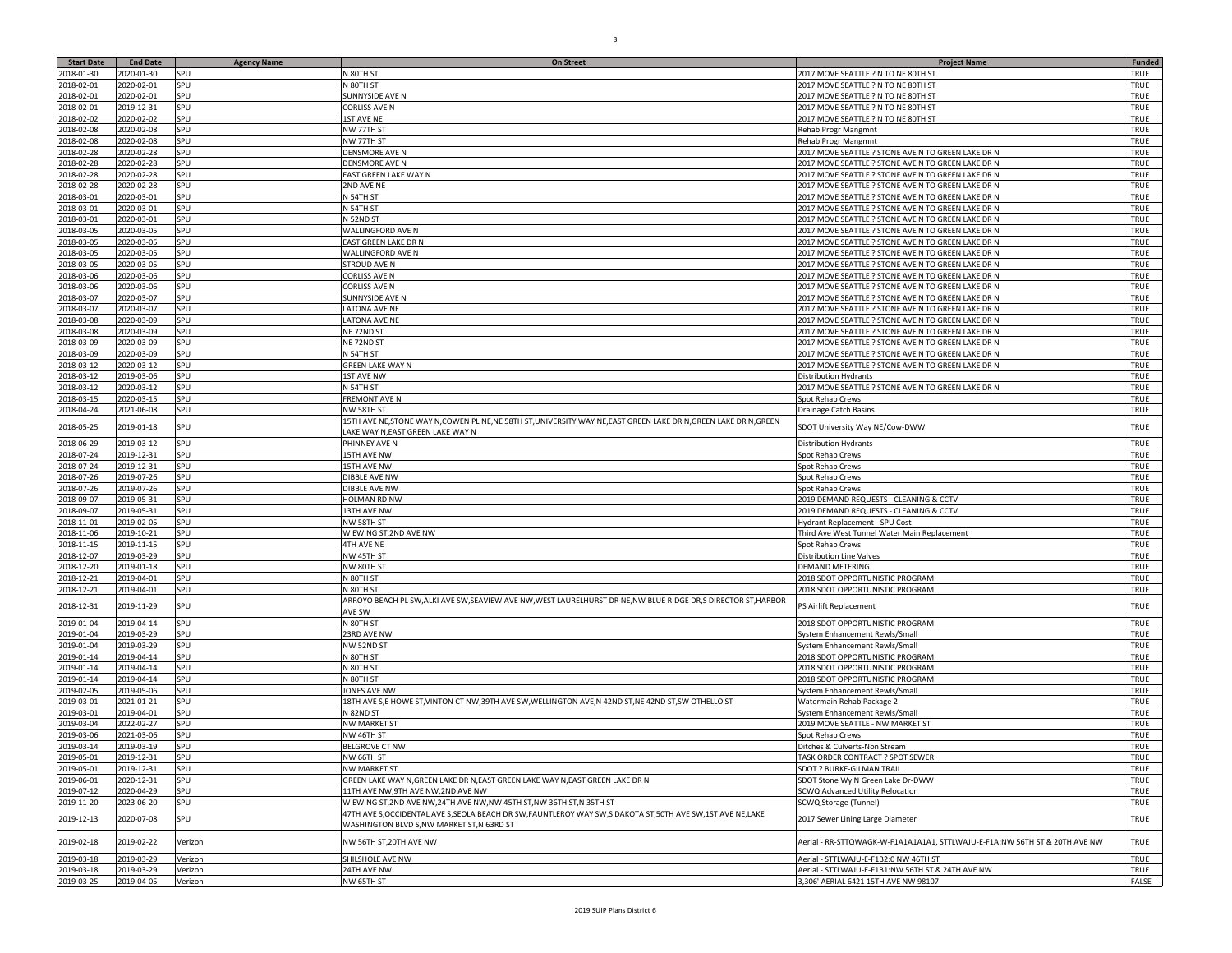| Start Date | End Date | Agency Name | On Street | Project Name | Funded |
|---|---|---|---|---|---|
| 2018-01-30 | 2020-01-30 | SPU | N 80TH ST | 2017 MOVE SEATTLE ? N TO NE 80TH ST | TRUE |
| 2018-02-01 | 2020-02-01 | SPU | N 80TH ST | 2017 MOVE SEATTLE ? N TO NE 80TH ST | TRUE |
| 2018-02-01 | 2020-02-01 | SPU | SUNNYSIDE AVE N | 2017 MOVE SEATTLE ? N TO NE 80TH ST | TRUE |
| 2018-02-01 | 2019-12-31 | SPU | CORLISS AVE N | 2017 MOVE SEATTLE ? N TO NE 80TH ST | TRUE |
| 2018-02-02 | 2020-02-02 | SPU | 1ST AVE NE | 2017 MOVE SEATTLE ? N TO NE 80TH ST | TRUE |
| 2018-02-08 | 2020-02-08 | SPU | NW 77TH ST | Rehab Progr Mangmnt | TRUE |
| 2018-02-08 | 2020-02-08 | SPU | NW 77TH ST | Rehab Progr Mangmnt | TRUE |
| 2018-02-28 | 2020-02-28 | SPU | DENSMORE AVE N | 2017 MOVE SEATTLE ? STONE AVE N TO GREEN LAKE DR N | TRUE |
| 2018-02-28 | 2020-02-28 | SPU | DENSMORE AVE N | 2017 MOVE SEATTLE ? STONE AVE N TO GREEN LAKE DR N | TRUE |
| 2018-02-28 | 2020-02-28 | SPU | EAST GREEN LAKE WAY N | 2017 MOVE SEATTLE ? STONE AVE N TO GREEN LAKE DR N | TRUE |
| 2018-02-28 | 2020-02-28 | SPU | 2ND AVE NE | 2017 MOVE SEATTLE ? STONE AVE N TO GREEN LAKE DR N | TRUE |
| 2018-03-01 | 2020-03-01 | SPU | N 54TH ST | 2017 MOVE SEATTLE ? STONE AVE N TO GREEN LAKE DR N | TRUE |
| 2018-03-01 | 2020-03-01 | SPU | N 54TH ST | 2017 MOVE SEATTLE ? STONE AVE N TO GREEN LAKE DR N | TRUE |
| 2018-03-01 | 2020-03-01 | SPU | N 52ND ST | 2017 MOVE SEATTLE ? STONE AVE N TO GREEN LAKE DR N | TRUE |
| 2018-03-05 | 2020-03-05 | SPU | WALLINGFORD AVE N | 2017 MOVE SEATTLE ? STONE AVE N TO GREEN LAKE DR N | TRUE |
| 2018-03-05 | 2020-03-05 | SPU | EAST GREEN LAKE DR N | 2017 MOVE SEATTLE ? STONE AVE N TO GREEN LAKE DR N | TRUE |
| 2018-03-05 | 2020-03-05 | SPU | WALLINGFORD AVE N | 2017 MOVE SEATTLE ? STONE AVE N TO GREEN LAKE DR N | TRUE |
| 2018-03-05 | 2020-03-05 | SPU | STROUD AVE N | 2017 MOVE SEATTLE ? STONE AVE N TO GREEN LAKE DR N | TRUE |
| 2018-03-06 | 2020-03-06 | SPU | CORLISS AVE N | 2017 MOVE SEATTLE ? STONE AVE N TO GREEN LAKE DR N | TRUE |
| 2018-03-06 | 2020-03-06 | SPU | CORLISS AVE N | 2017 MOVE SEATTLE ? STONE AVE N TO GREEN LAKE DR N | TRUE |
| 2018-03-07 | 2020-03-07 | SPU | SUNNYSIDE AVE N | 2017 MOVE SEATTLE ? STONE AVE N TO GREEN LAKE DR N | TRUE |
| 2018-03-07 | 2020-03-07 | SPU | LATONA AVE NE | 2017 MOVE SEATTLE ? STONE AVE N TO GREEN LAKE DR N | TRUE |
| 2018-03-08 | 2020-03-09 | SPU | LATONA AVE NE | 2017 MOVE SEATTLE ? STONE AVE N TO GREEN LAKE DR N | TRUE |
| 2018-03-08 | 2020-03-09 | SPU | NE 72ND ST | 2017 MOVE SEATTLE ? STONE AVE N TO GREEN LAKE DR N | TRUE |
| 2018-03-09 | 2020-03-09 | SPU | NE 72ND ST | 2017 MOVE SEATTLE ? STONE AVE N TO GREEN LAKE DR N | TRUE |
| 2018-03-09 | 2020-03-09 | SPU | N 54TH ST | 2017 MOVE SEATTLE ? STONE AVE N TO GREEN LAKE DR N | TRUE |
| 2018-03-12 | 2020-03-12 | SPU | GREEN LAKE WAY N | 2017 MOVE SEATTLE ? STONE AVE N TO GREEN LAKE DR N | TRUE |
| 2018-03-12 | 2019-03-06 | SPU | 1ST AVE NW | Distribution Hydrants | TRUE |
| 2018-03-12 | 2020-03-12 | SPU | N 54TH ST | 2017 MOVE SEATTLE ? STONE AVE N TO GREEN LAKE DR N | TRUE |
| 2018-03-15 | 2020-03-15 | SPU | FREMONT AVE N | Spot Rehab Crews | TRUE |
| 2018-04-24 | 2021-06-08 | SPU | NW 58TH ST | Drainage Catch Basins | TRUE |
| 2018-05-25 | 2019-01-18 | SPU | 15TH AVE NE,STONE WAY N,COWEN PL NE,NE 58TH ST,UNIVERSITY WAY NE,EAST GREEN LAKE DR N,GREEN LAKE DR N,GREEN LAKE WAY N,EAST GREEN LAKE WAY N | SDOT University Way NE/Cow-DWW | TRUE |
| 2018-06-29 | 2019-03-12 | SPU | PHINNEY AVE N | Distribution Hydrants | TRUE |
| 2018-07-24 | 2019-12-31 | SPU | 15TH AVE NW | Spot Rehab Crews | TRUE |
| 2018-07-24 | 2019-12-31 | SPU | 15TH AVE NW | Spot Rehab Crews | TRUE |
| 2018-07-26 | 2019-07-26 | SPU | DIBBLE AVE NW | Spot Rehab Crews | TRUE |
| 2018-07-26 | 2019-07-26 | SPU | DIBBLE AVE NW | Spot Rehab Crews | TRUE |
| 2018-09-07 | 2019-05-31 | SPU | HOLMAN RD NW | 2019 DEMAND REQUESTS - CLEANING & CCTV | TRUE |
| 2018-09-07 | 2019-05-31 | SPU | 13TH AVE NW | 2019 DEMAND REQUESTS - CLEANING & CCTV | TRUE |
| 2018-11-01 | 2019-02-05 | SPU | NW 58TH ST | Hydrant Replacement - SPU Cost | TRUE |
| 2018-11-06 | 2019-10-21 | SPU | W EWING ST,2ND AVE NW | Third Ave West Tunnel Water Main Replacement | TRUE |
| 2018-11-15 | 2019-11-15 | SPU | 4TH AVE NE | Spot Rehab Crews | TRUE |
| 2018-12-07 | 2019-03-29 | SPU | NW 45TH ST | Distribution Line Valves | TRUE |
| 2018-12-20 | 2019-01-18 | SPU | NW 80TH ST | DEMAND METERING | TRUE |
| 2018-12-21 | 2019-04-01 | SPU | N 80TH ST | 2018 SDOT OPPORTUNISTIC PROGRAM | TRUE |
| 2018-12-21 | 2019-04-01 | SPU | N 80TH ST | 2018 SDOT OPPORTUNISTIC PROGRAM | TRUE |
| 2018-12-31 | 2019-11-29 | SPU | ARROYO BEACH PL SW,ALKI AVE SW,SEAVIEW AVE NW,WEST LAURELHURST DR NE,NW BLUE RIDGE DR,S DIRECTOR ST,HARBOR AVE SW | PS Airlift Replacement | TRUE |
| 2019-01-04 | 2019-04-14 | SPU | N 80TH ST | 2018 SDOT OPPORTUNISTIC PROGRAM | TRUE |
| 2019-01-04 | 2019-03-29 | SPU | 23RD AVE NW | System Enhancement Rewls/Small | TRUE |
| 2019-01-04 | 2019-03-29 | SPU | NW 52ND ST | System Enhancement Rewls/Small | TRUE |
| 2019-01-14 | 2019-04-14 | SPU | N 80TH ST | 2018 SDOT OPPORTUNISTIC PROGRAM | TRUE |
| 2019-01-14 | 2019-04-14 | SPU | N 80TH ST | 2018 SDOT OPPORTUNISTIC PROGRAM | TRUE |
| 2019-01-14 | 2019-04-14 | SPU | N 80TH ST | 2018 SDOT OPPORTUNISTIC PROGRAM | TRUE |
| 2019-02-05 | 2019-05-06 | SPU | JONES AVE NW | System Enhancement Rewls/Small | TRUE |
| 2019-03-01 | 2021-01-21 | SPU | 18TH AVE S,E HOWE ST,VINTON CT NW,39TH AVE SW,WELLINGTON AVE,N 42ND ST,NE 42ND ST,SW OTHELLO ST | Watermain Rehab Package 2 | TRUE |
| 2019-03-01 | 2019-04-01 | SPU | N 82ND ST | System Enhancement Rewls/Small | TRUE |
| 2019-03-04 | 2022-02-27 | SPU | NW MARKET ST | 2019 MOVE SEATTLE - NW MARKET ST | TRUE |
| 2019-03-06 | 2021-03-06 | SPU | NW 46TH ST | Spot Rehab Crews | TRUE |
| 2019-03-14 | 2019-03-19 | SPU | BELGROVE CT NW | Ditches & Culverts-Non Stream | TRUE |
| 2019-05-01 | 2019-12-31 | SPU | NW 66TH ST | TASK ORDER CONTRACT ? SPOT SEWER | TRUE |
| 2019-05-01 | 2019-12-31 | SPU | NW MARKET ST | SDOT ? BURKE-GILMAN TRAIL | TRUE |
| 2019-06-01 | 2020-12-31 | SPU | GREEN LAKE WAY N,GREEN LAKE DR N,EAST GREEN LAKE WAY N,EAST GREEN LAKE DR N | SDOT Stone Wy N Green Lake Dr-DWW | TRUE |
| 2019-07-12 | 2020-04-29 | SPU | 11TH AVE NW,9TH AVE NW,2ND AVE NW | SCWQ Advanced Utility Relocation | TRUE |
| 2019-11-20 | 2023-06-20 | SPU | W EWING ST,2ND AVE NW,24TH AVE NW,NW 45TH ST,NW 36TH ST,N 35TH ST | SCWQ Storage (Tunnel) | TRUE |
| 2019-12-13 | 2020-07-08 | SPU | 47TH AVE S,OCCIDENTAL AVE S,SEOLA BEACH DR SW,FAUNTLEROY WAY SW,S DAKOTA ST,50TH AVE SW,1ST AVE NE,LAKE WASHINGTON BLVD S,NW MARKET ST,N 63RD ST | 2017 Sewer Lining Large Diameter | TRUE |
| 2019-02-18 | 2019-02-22 | Verizon | NW 56TH ST,20TH AVE NW | Aerial - RR-STTQWAGK-W-F1A1A1A1A1, STTLWAJU-E-F1A:NW 56TH ST & 20TH AVE NW | TRUE |
| 2019-03-18 | 2019-03-29 | Verizon | SHILSHOLE AVE NW | Aerial - STTLWAJU-E-F1B2:0 NW 46TH ST | TRUE |
| 2019-03-18 | 2019-03-29 | Verizon | 24TH AVE NW | Aerial - STTLWAJU-E-F1B1:NW 56TH ST & 24TH AVE NW | TRUE |
| 2019-03-25 | 2019-04-05 | Verizon | NW 65TH ST | 3,306' AERIAL 6421 15TH AVE NW 98107 | FALSE |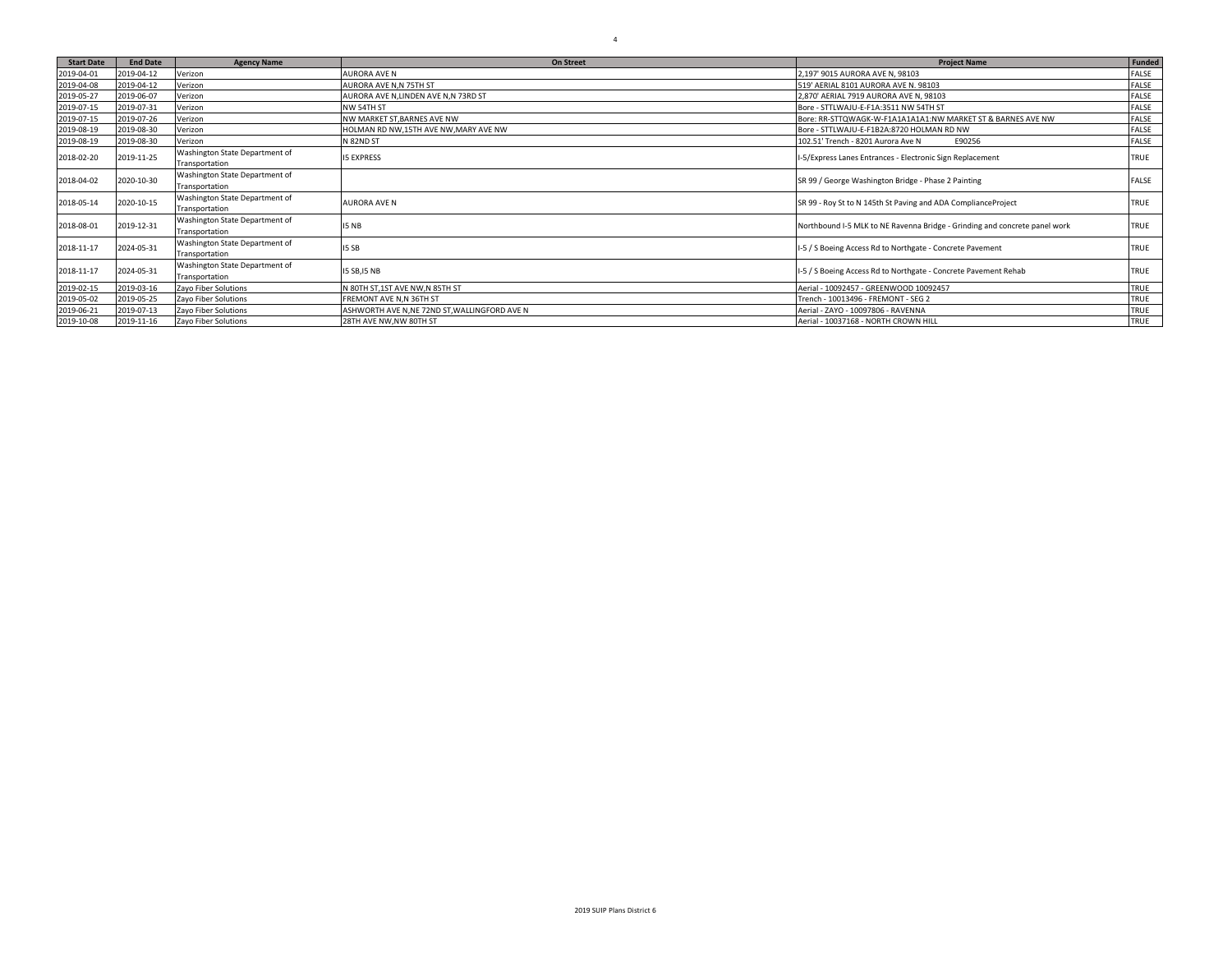| Start Date | End Date | Agency Name | On Street | Project Name | Funded |
|---|---|---|---|---|---|
| 2019-04-01 | 2019-04-12 | Verizon | AURORA AVE N | 2,197' 9015 AURORA AVE N, 98103 | FALSE |
| 2019-04-08 | 2019-04-12 | Verizon | AURORA AVE N,N 75TH ST | 519' AERIAL 8101 AURORA AVE N. 98103 | FALSE |
| 2019-05-27 | 2019-06-07 | Verizon | AURORA AVE N,LINDEN AVE N,N 73RD ST | 2,870' AERIAL 7919 AURORA AVE N, 98103 | FALSE |
| 2019-07-15 | 2019-07-31 | Verizon | NW 54TH ST | Bore - STTLWAJU-E-F1A:3511 NW 54TH ST | FALSE |
| 2019-07-15 | 2019-07-26 | Verizon | NW MARKET ST,BARNES AVE NW | Bore: RR-STTQWAGK-W-F1A1A1A1A1:NW MARKET ST & BARNES AVE NW | FALSE |
| 2019-08-19 | 2019-08-30 | Verizon | HOLMAN RD NW,15TH AVE NW,MARY AVE NW | Bore - STTLWAJU-E-F1B2A:8720 HOLMAN RD NW | FALSE |
| 2019-08-19 | 2019-08-30 | Verizon | N 82ND ST | 102.51' Trench - 8201 Aurora Ave N E90256 | FALSE |
| 2018-02-20 | 2019-11-25 | Washington State Department of Transportation | I5 EXPRESS | I-5/Express Lanes Entrances - Electronic Sign Replacement | TRUE |
| 2018-04-02 | 2020-10-30 | Washington State Department of Transportation | | SR 99 / George Washington Bridge - Phase 2 Painting | FALSE |
| 2018-05-14 | 2020-10-15 | Washington State Department of Transportation | AURORA AVE N | SR 99 - Roy St to N 145th St Paving and ADA ComplianceProject | TRUE |
| 2018-08-01 | 2019-12-31 | Washington State Department of Transportation | I5 NB | Northbound I-5 MLK to NE Ravenna Bridge - Grinding and concrete panel work | TRUE |
| 2018-11-17 | 2024-05-31 | Washington State Department of Transportation | I5 SB | I-5 / S Boeing Access Rd to Northgate - Concrete Pavement | TRUE |
| 2018-11-17 | 2024-05-31 | Washington State Department of Transportation | I5 SB,I5 NB | I-5 / S Boeing Access Rd to Northgate - Concrete Pavement Rehab | TRUE |
| 2019-02-15 | 2019-03-16 | Zayo Fiber Solutions | N 80TH ST,1ST AVE NW,N 85TH ST | Aerial - 10092457 - GREENWOOD 10092457 | TRUE |
| 2019-05-02 | 2019-05-25 | Zayo Fiber Solutions | FREMONT AVE N,N 36TH ST | Trench - 10013496 - FREMONT - SEG 2 | TRUE |
| 2019-06-21 | 2019-07-13 | Zayo Fiber Solutions | ASHWORTH AVE N,NE 72ND ST,WALLINGFORD AVE N | Aerial - ZAYO - 10097806 - RAVENNA | TRUE |
| 2019-10-08 | 2019-11-16 | Zayo Fiber Solutions | 28TH AVE NW,NW 80TH ST | Aerial - 10037168 - NORTH CROWN HILL | TRUE |